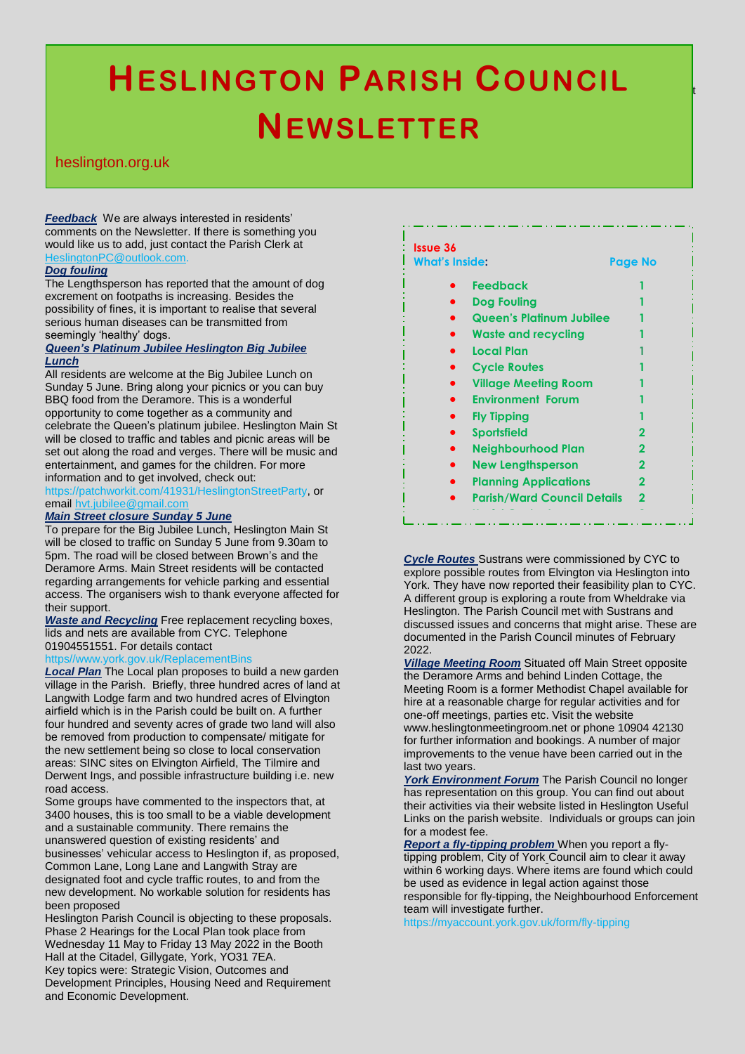# HESLINGTON PARISH COUNCIL NEWSLETTER

heslington.org.uk

***Feedback*** We are always interested in residents' comments on the Newsletter. If there is something you would like us to add, just contact the Parish Clerk at HeslingtonPC@outlook.com.

***Dog fouling***

The Lengthsperson has reported that the amount of dog excrement on footpaths is increasing. Besides the possibility of fines, it is important to realise that several serious human diseases can be transmitted from seemingly 'healthy' dogs.

***Queen's Platinum Jubilee Heslington Big Jubilee Lunch***

All residents are welcome at the Big Jubilee Lunch on Sunday 5 June. Bring along your picnics or you can buy BBQ food from the Deramore. This is a wonderful opportunity to come together as a community and celebrate the Queen's platinum jubilee. Heslington Main St will be closed to traffic and tables and picnic areas will be set out along the road and verges. There will be music and entertainment, and games for the children. For more information and to get involved, check out: https://patchworkit.com/41931/HeslingtonStreetParty, or email hvt.jubilee@gmail.com

***Main Street closure Sunday 5 June***

To prepare for the Big Jubilee Lunch, Heslington Main St will be closed to traffic on Sunday 5 June from 9.30am to 5pm. The road will be closed between Brown's and the Deramore Arms. Main Street residents will be contacted regarding arrangements for vehicle parking and essential access. The organisers wish to thank everyone affected for their support.

***Waste and Recycling*** Free replacement recycling boxes, lids and nets are available from CYC. Telephone 01904551551. For details contact https//www.york.gov.uk/ReplacementBins

***Local Plan*** The Local plan proposes to build a new garden village in the Parish. Briefly, three hundred acres of land at Langwith Lodge farm and two hundred acres of Elvington airfield which is in the Parish could be built on. A further four hundred and seventy acres of grade two land will also be removed from production to compensate/ mitigate for the new settlement being so close to local conservation areas: SINC sites on Elvington Airfield, The Tilmire and Derwent Ings, and possible infrastructure building i.e. new road access.

Some groups have commented to the inspectors that, at 3400 houses, this is too small to be a viable development and a sustainable community. There remains the unanswered question of existing residents' and businesses' vehicular access to Heslington if, as proposed, Common Lane, Long Lane and Langwith Stray are designated foot and cycle traffic routes, to and from the new development. No workable solution for residents has been proposed

Heslington Parish Council is objecting to these proposals. Phase 2 Hearings for the Local Plan took place from Wednesday 11 May to Friday 13 May 2022 in the Booth Hall at the Citadel, Gillygate, York, YO31 7EA.

Key topics were: Strategic Vision, Outcomes and Development Principles, Housing Need and Requirement and Economic Development.

**Issue 36**

| What's Inside: | Page No |
|---|---|
| Feedback | 1 |
| Dog Fouling | 1 |
| Queen's Platinum Jubilee | 1 |
| Waste and recycling | 1 |
| Local Plan | 1 |
| Cycle Routes | 1 |
| Village Meeting Room | 1 |
| Environment Forum | 1 |
| Fly Tipping | 1 |
| Sportsfield | 2 |
| Neighbourhood Plan | 2 |
| New Lengthsperson | 2 |
| Planning Applications | 2 |
| Parish/Ward Council Details | 2 |

***Cycle Routes*** Sustrans were commissioned by CYC to explore possible routes from Elvington via Heslington into York. They have now reported their feasibility plan to CYC. A different group is exploring a route from Wheldrake via Heslington. The Parish Council met with Sustrans and discussed issues and concerns that might arise. These are documented in the Parish Council minutes of February 2022.

***Village Meeting Room*** Situated off Main Street opposite the Deramore Arms and behind Linden Cottage, the Meeting Room is a former Methodist Chapel available for hire at a reasonable charge for regular activities and for one-off meetings, parties etc. Visit the website www.heslingtonmeetingroom.net or phone 10904 42130 for further information and bookings. A number of major improvements to the venue have been carried out in the last two years.

***York Environment Forum*** The Parish Council no longer has representation on this group. You can find out about their activities via their website listed in Heslington Useful Links on the parish website. Individuals or groups can join for a modest fee.

***Report a fly-tipping problem*** When you report a fly-tipping problem, City of York Council aim to clear it away within 6 working days. Where items are found which could be used as evidence in legal action against those responsible for fly-tipping, the Neighbourhood Enforcement team will investigate further.

https://myaccount.york.gov.uk/form/fly-tipping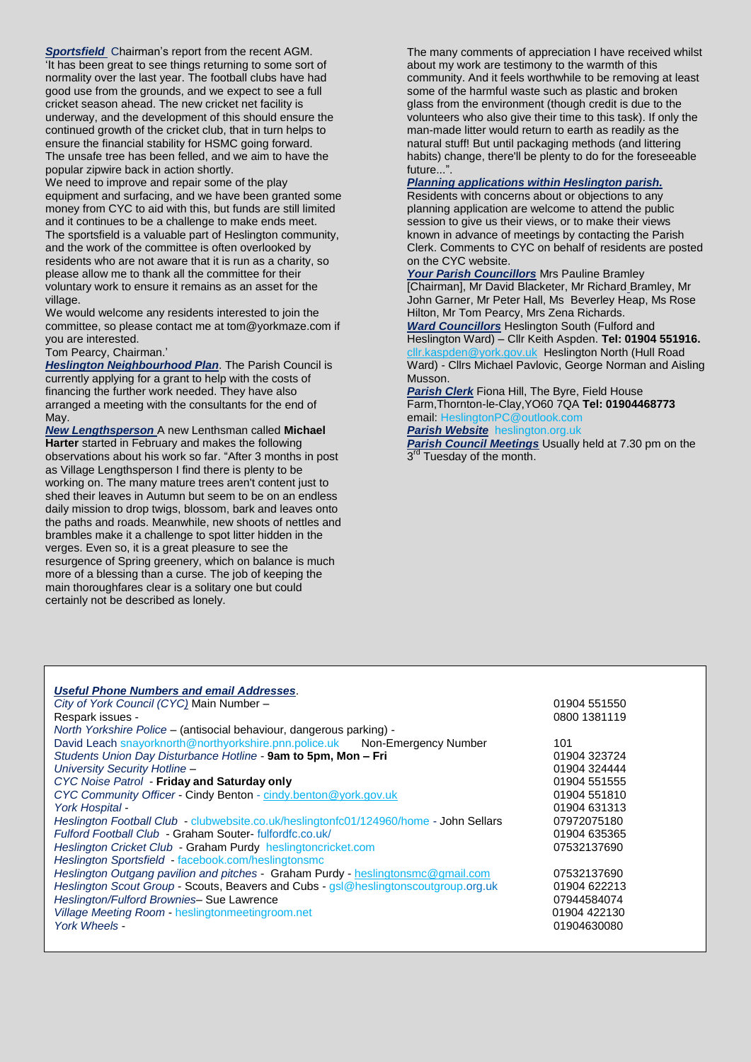***Sportsfield*** Chairman's report from the recent AGM.
'It has been great to see things returning to some sort of normality over the last year. The football clubs have had good use from the grounds, and we expect to see a full cricket season ahead. The new cricket net facility is underway, and the development of this should ensure the continued growth of the cricket club, that in turn helps to ensure the financial stability for HSMC going forward.
The unsafe tree has been felled, and we aim to have the popular zipwire back in action shortly.
We need to improve and repair some of the play equipment and surfacing, and we have been granted some money from CYC to aid with this, but funds are still limited and it continues to be a challenge to make ends meet.
The sportsfield is a valuable part of Heslington community, and the work of the committee is often overlooked by residents who are not aware that it is run as a charity, so please allow me to thank all the committee for their voluntary work to ensure it remains as an asset for the village.
We would welcome any residents interested to join the committee, so please contact me at tom@yorkmaze.com if you are interested.
Tom Pearcy, Chairman.'

***Heslington Neighbourhood Plan***. The Parish Council is currently applying for a grant to help with the costs of financing the further work needed. They have also arranged a meeting with the consultants for the end of May.

***New Lengthsperson*** A new Lenthsman called **Michael Harter** started in February and makes the following observations about his work so far. "After 3 months in post as Village Lengthsperson I find there is plenty to be working on. The many mature trees aren't content just to shed their leaves in Autumn but seem to be on an endless daily mission to drop twigs, blossom, bark and leaves onto the paths and roads. Meanwhile, new shoots of nettles and brambles make it a challenge to spot litter hidden in the verges. Even so, it is a great pleasure to see the resurgence of Spring greenery, which on balance is much more of a blessing than a curse. The job of keeping the main thoroughfares clear is a solitary one but could certainly not be described as lonely.

The many comments of appreciation I have received whilst about my work are testimony to the warmth of this community. And it feels worthwhile to be removing at least some of the harmful waste such as plastic and broken glass from the environment (though credit is due to the volunteers who also give their time to this task). If only the man-made litter would return to earth as readily as the natural stuff! But until packaging methods (and littering habits) change, there'll be plenty to do for the foreseeable future...".

***Planning applications within Heslington parish.***
Residents with concerns about or objections to any planning application are welcome to attend the public session to give us their views, or to make their views known in advance of meetings by contacting the Parish Clerk. Comments to CYC on behalf of residents are posted on the CYC website.

***Your Parish Councillors*** Mrs Pauline Bramley [Chairman], Mr David Blacketer, Mr Richard Bramley, Mr John Garner, Mr Peter Hall, Ms Beverley Heap, Ms Rose Hilton, Mr Tom Pearcy, Mrs Zena Richards.

***Ward Councillors*** Heslington South (Fulford and Heslington Ward) – Cllr Keith Aspden. **Tel: 01904 551916.** cllr.kaspden@york.gov.uk Heslington North (Hull Road Ward) - Cllrs Michael Pavlovic, George Norman and Aisling Musson.

***Parish Clerk*** Fiona Hill, The Byre, Field House Farm,Thornton-le-Clay,YO60 7QA **Tel: 01904468773**
email: HeslingtonPC@outlook.com

***Parish Website*** heslington.org.uk

***Parish Council Meetings*** Usually held at 7.30 pm on the 3rd Tuesday of the month.

***Useful Phone Numbers and email Addresses***.

| | |
|---|---|
| *City of York Council (CYC)* Main Number – | 01904 551550 |
| Respark issues - | 0800 1381119 |
| *North Yorkshire Police* – (antisocial behaviour, dangerous parking) - | |
| David Leach snayorknorth@northyorkshire.pnn.police.uk Non-Emergency Number | 101 |
| *Students Union Day Disturbance Hotline* - **9am to 5pm, Mon – Fri** | 01904 323724 |
| *University Security Hotline* – | 01904 324444 |
| *CYC Noise Patrol* - **Friday and Saturday only** | 01904 551555 |
| *CYC Community Officer* - Cindy Benton - cindy.benton@york.gov.uk | 01904 551810 |
| *York Hospital* - | 01904 631313 |
| *Heslington Football Club* - clubwebsite.co.uk/heslingtonfc01/124960/home - John Sellars | 07972075180 |
| *Fulford Football Club* - Graham Souter- fulfordfc.co.uk/ | 01904 635365 |
| *Heslington Cricket Club* - Graham Purdy heslingtoncricket.com | 07532137690 |
| *Heslington Sportsfield* - facebook.com/heslingtonsmc | |
| *Heslington Outgang pavilion and pitches* - Graham Purdy - heslingtonsmc@gmail.com | 07532137690 |
| *Heslington Scout Group* - Scouts, Beavers and Cubs - gsl@heslingtonscoutgroup.org.uk | 01904 622213 |
| *Heslington/Fulford Brownies*– Sue Lawrence | 07944584074 |
| *Village Meeting Room* - heslingtonmeetingroom.net | 01904 422130 |
| *York Wheels* - | 01904630080 |